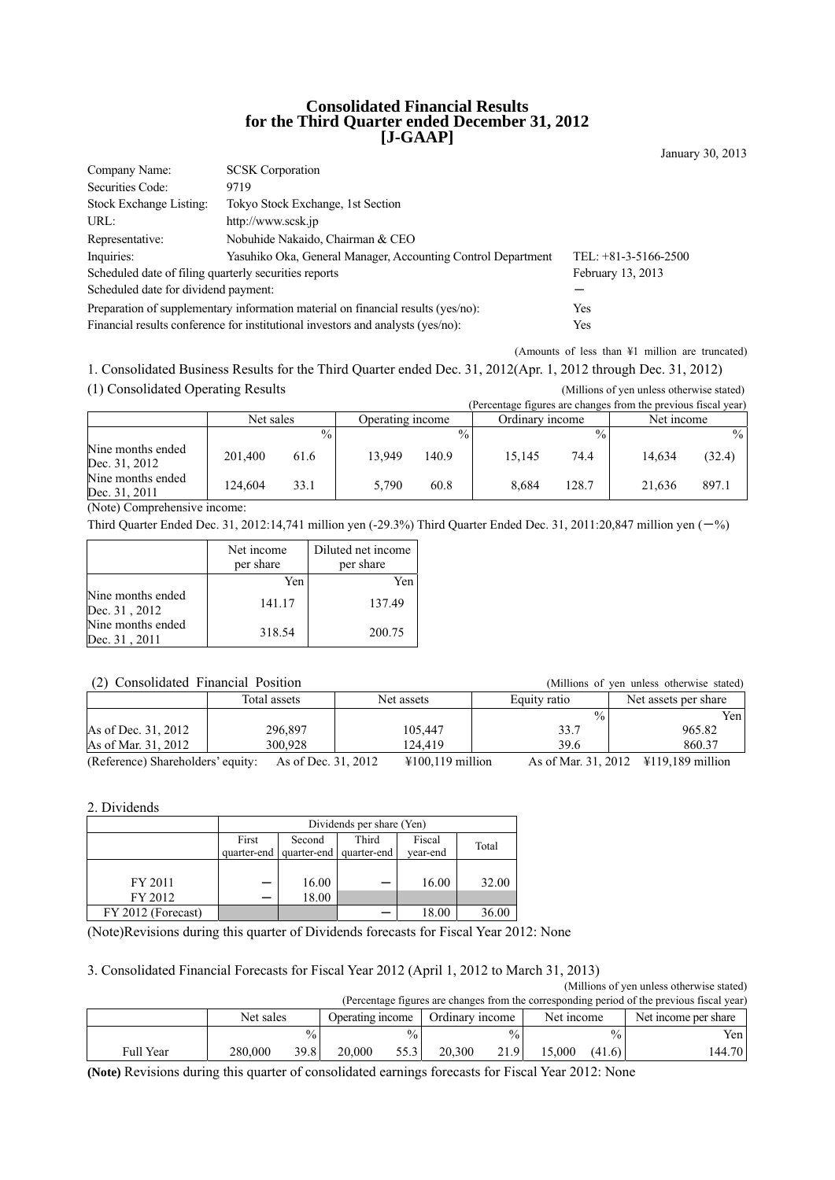# Consolidated Financial Results for the Third Quarter ended December 31, 2012 [J-GAAP]

January 30, 2013

| | | |
|---|---|---|
| Company Name: | SCSK Corporation | |
| Securities Code: | 9719 | |
| Stock Exchange Listing: | Tokyo Stock Exchange, 1st Section | |
| URL: | http://www.scsk.jp | |
| Representative: | Nobuhide Nakaido, Chairman & CEO | |
| Inquiries: | Yasuhiko Oka, General Manager, Accounting Control Department | TEL: +81-3-5166-2500 |
| Scheduled date of filing quarterly securities reports | | February 13, 2013 |
| Scheduled date for dividend payment: | | − |
| Preparation of supplementary information material on financial results (yes/no): | | Yes |
| Financial results conference for institutional investors and analysts (yes/no): | | Yes |

(Amounts of less than ¥1 million are truncated)

## 1. Consolidated Business Results for the Third Quarter ended Dec. 31, 2012(Apr. 1, 2012 through Dec. 31, 2012)

### (1) Consolidated Operating Results

(Millions of yen unless otherwise stated)

(Percentage figures are changes from the previous fiscal year)

| | Net sales | | Operating income | | Ordinary income | | Net income | |
|---|---|---|---|---|---|---|---|---|
| | | % | | % | | % | | % |
| Nine months ended Dec. 31, 2012 | 201,400 | 61.6 | 13,949 | 140.9 | 15,145 | 74.4 | 14,634 | (32.4) |
| Nine months ended Dec. 31, 2011 | 124,604 | 33.1 | 5,790 | 60.8 | 8,684 | 128.7 | 21,636 | 897.1 |

(Note) Comprehensive income:

Third Quarter Ended Dec. 31, 2012:14,741 million yen (-29.3%) Third Quarter Ended Dec. 31, 2011:20,847 million yen (−%)

| | Net income per share | Diluted net income per share |
|---|---|---|
| | Yen | Yen |
| Nine months ended Dec. 31 , 2012 | 141.17 | 137.49 |
| Nine months ended Dec. 31 , 2011 | 318.54 | 200.75 |

### (2) Consolidated Financial Position

(Millions of yen unless otherwise stated)

| | Total assets | Net assets | Equity ratio | Net assets per share |
|---|---|---|---|---|
| | | | % | Yen |
| As of Dec. 31, 2012 | 296,897 | 105,447 | 33.7 | 965.82 |
| As of Mar. 31, 2012 | 300,928 | 124,419 | 39.6 | 860.37 |

(Reference) Shareholders' equity: As of Dec. 31, 2012 ¥100,119 million As of Mar. 31, 2012 ¥119,189 million

## 2. Dividends

| | Dividends per share (Yen) | | | | |
|---|---|---|---|---|---|
| | First quarter-end | Second quarter-end | Third quarter-end | Fiscal year-end | Total |
| FY 2011 | − | 16.00 | − | 16.00 | 32.00 |
| FY 2012 | − | 18.00 | | | |
| FY 2012 (Forecast) | | | − | 18.00 | 36.00 |

(Note)Revisions during this quarter of Dividends forecasts for Fiscal Year 2012: None

## 3. Consolidated Financial Forecasts for Fiscal Year 2012 (April 1, 2012 to March 31, 2013)

(Millions of yen unless otherwise stated)

(Percentage figures are changes from the corresponding period of the previous fiscal year)

| | Net sales | | Operating income | | Ordinary income | | Net income | | Net income per share |
|---|---|---|---|---|---|---|---|---|---|
| | | % | | % | | % | | % | Yen |
| Full Year | 280,000 | 39.8 | 20,000 | 55.3 | 20,300 | 21.9 | 15,000 | (41.6) | 144.70 |

**(Note)** Revisions during this quarter of consolidated earnings forecasts for Fiscal Year 2012: None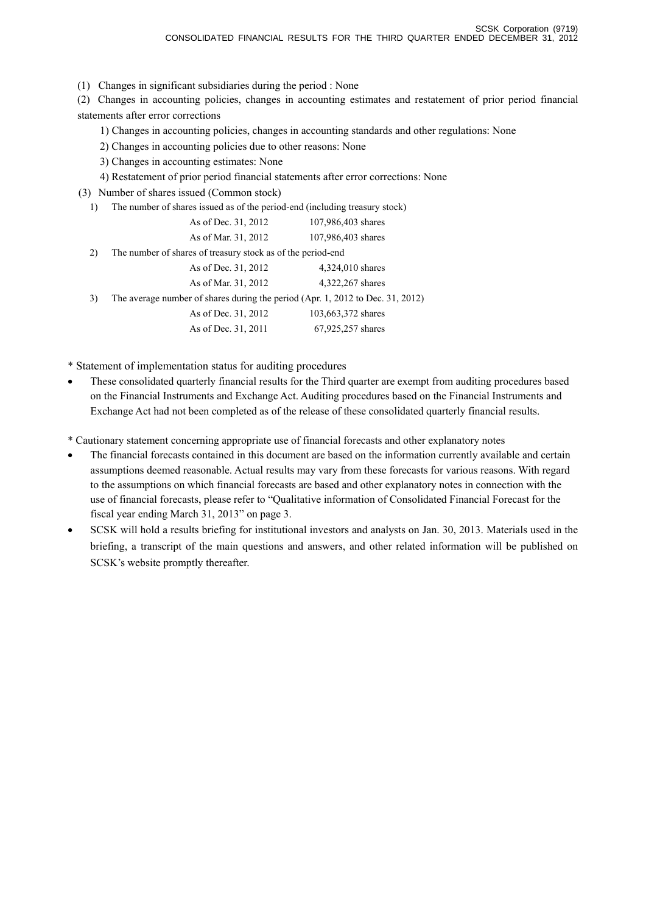(1) Changes in significant subsidiaries during the period : None

(2) Changes in accounting policies, changes in accounting estimates and restatement of prior period financial statements after error corrections

1) Changes in accounting policies, changes in accounting standards and other regulations: None

2) Changes in accounting policies due to other reasons: None

3) Changes in accounting estimates: None

4) Restatement of prior period financial statements after error corrections: None

(3) Number of shares issued (Common stock)

1) The number of shares issued as of the period-end (including treasury stock)

| | |
|---|---|
| As of Dec. 31, 2012 | 107,986,403 shares |
| As of Mar. 31, 2012 | 107,986,403 shares |

2) The number of shares of treasury stock as of the period-end

| | |
|---|---|
| As of Dec. 31, 2012 | 4,324,010 shares |
| As of Mar. 31, 2012 | 4,322,267 shares |

3) The average number of shares during the period (Apr. 1, 2012 to Dec. 31, 2012)

| | |
|---|---|
| As of Dec. 31, 2012 | 103,663,372 shares |
| As of Dec. 31, 2011 | 67,925,257 shares |

\* Statement of implementation status for auditing procedures

- These consolidated quarterly financial results for the Third quarter are exempt from auditing procedures based on the Financial Instruments and Exchange Act. Auditing procedures based on the Financial Instruments and Exchange Act had not been completed as of the release of these consolidated quarterly financial results.

\* Cautionary statement concerning appropriate use of financial forecasts and other explanatory notes

- The financial forecasts contained in this document are based on the information currently available and certain assumptions deemed reasonable. Actual results may vary from these forecasts for various reasons. With regard to the assumptions on which financial forecasts are based and other explanatory notes in connection with the use of financial forecasts, please refer to "Qualitative information of Consolidated Financial Forecast for the fiscal year ending March 31, 2013" on page 3.
- SCSK will hold a results briefing for institutional investors and analysts on Jan. 30, 2013. Materials used in the briefing, a transcript of the main questions and answers, and other related information will be published on SCSK's website promptly thereafter.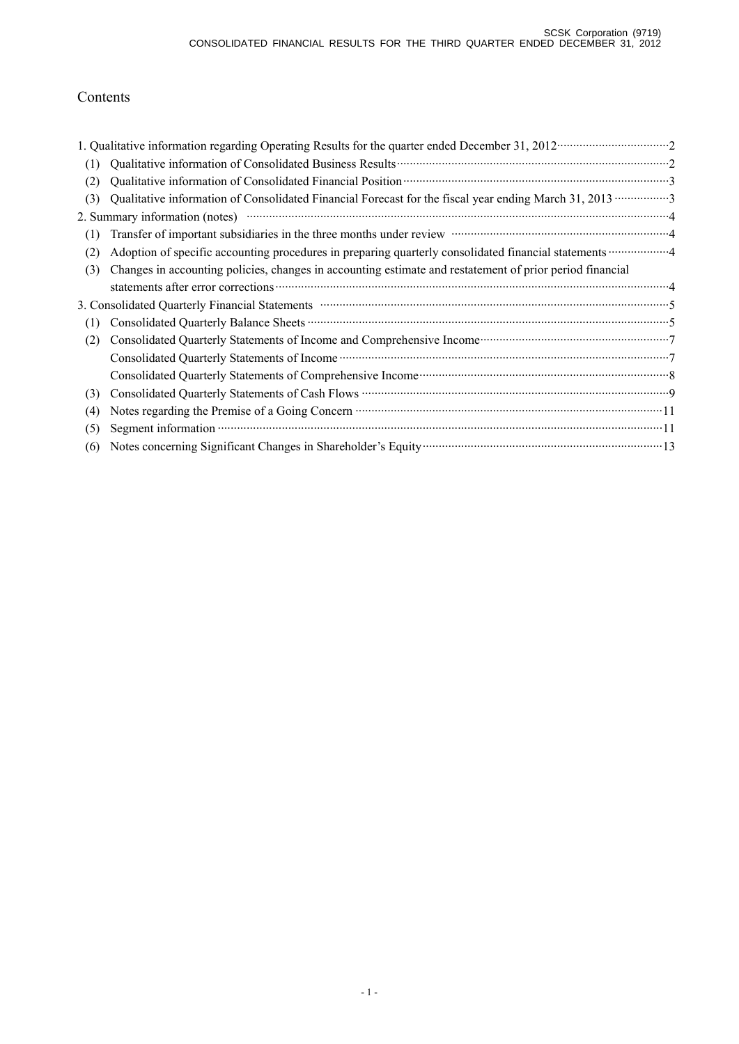# Contents

1. Qualitative information regarding Operating Results for the quarter ended December 31, 2012 ··· 2
   - (1) Qualitative information of Consolidated Business Results ··· 2
   - (2) Qualitative information of Consolidated Financial Position ··· 3
   - (3) Qualitative information of Consolidated Financial Forecast for the fiscal year ending March 31, 2013 ··· 3
2. Summary information (notes) ··· 4
   - (1) Transfer of important subsidiaries in the three months under review ··· 4
   - (2) Adoption of specific accounting procedures in preparing quarterly consolidated financial statements ··· 4
   - (3) Changes in accounting policies, changes in accounting estimate and restatement of prior period financial statements after error corrections ··· 4
3. Consolidated Quarterly Financial Statements ··· 5
   - (1) Consolidated Quarterly Balance Sheets ··· 5
   - (2) Consolidated Quarterly Statements of Income and Comprehensive Income ··· 7
     - Consolidated Quarterly Statements of Income ··· 7
     - Consolidated Quarterly Statements of Comprehensive Income ··· 8
   - (3) Consolidated Quarterly Statements of Cash Flows ··· 9
   - (4) Notes regarding the Premise of a Going Concern ··· 11
   - (5) Segment information ··· 11
   - (6) Notes concerning Significant Changes in Shareholder's Equity ··· 13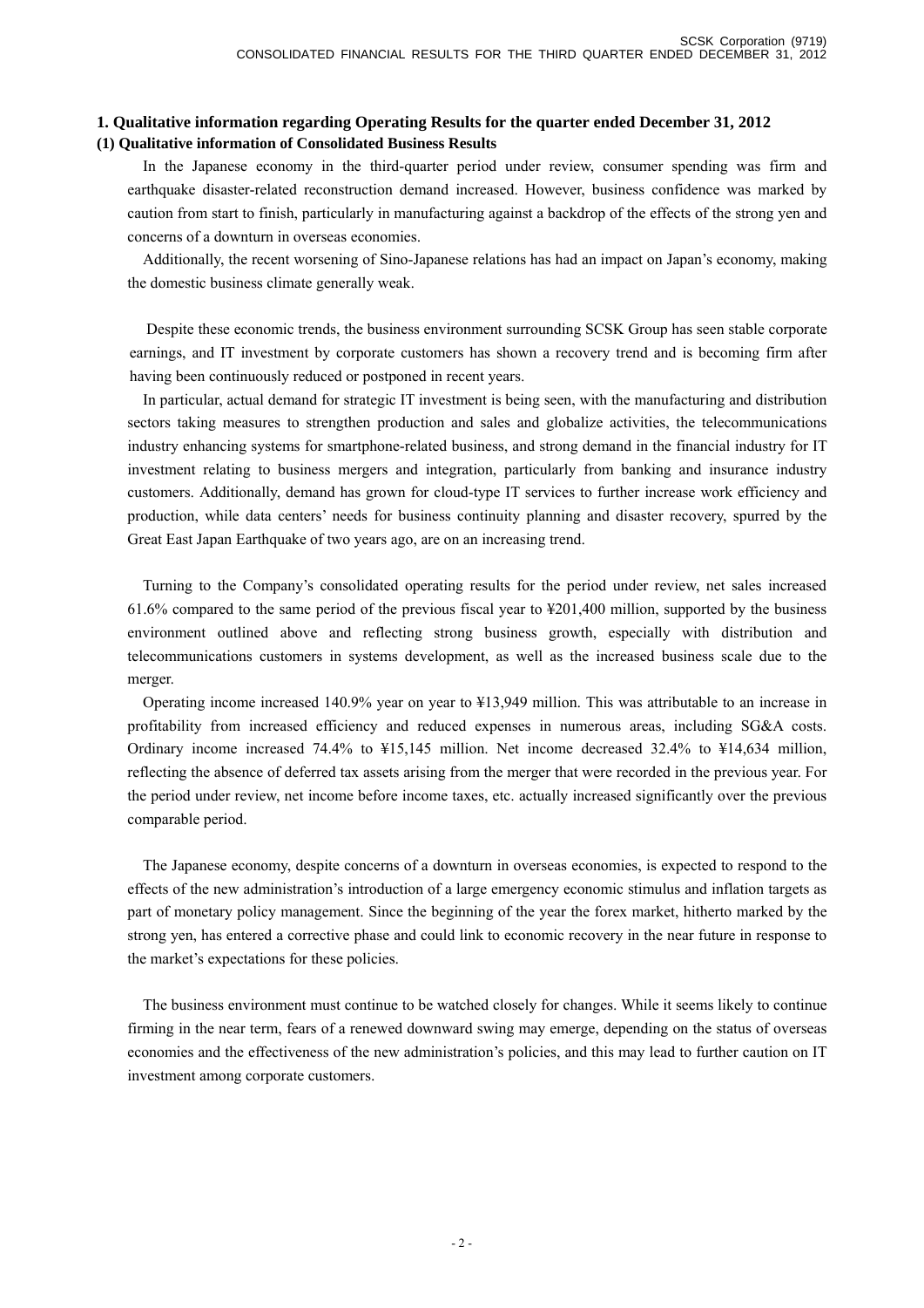## 1. Qualitative information regarding Operating Results for the quarter ended December 31, 2012

### (1) Qualitative information of Consolidated Business Results

In the Japanese economy in the third-quarter period under review, consumer spending was firm and earthquake disaster-related reconstruction demand increased. However, business confidence was marked by caution from start to finish, particularly in manufacturing against a backdrop of the effects of the strong yen and concerns of a downturn in overseas economies.

Additionally, the recent worsening of Sino-Japanese relations has had an impact on Japan's economy, making the domestic business climate generally weak.

Despite these economic trends, the business environment surrounding SCSK Group has seen stable corporate earnings, and IT investment by corporate customers has shown a recovery trend and is becoming firm after having been continuously reduced or postponed in recent years.

In particular, actual demand for strategic IT investment is being seen, with the manufacturing and distribution sectors taking measures to strengthen production and sales and globalize activities, the telecommunications industry enhancing systems for smartphone-related business, and strong demand in the financial industry for IT investment relating to business mergers and integration, particularly from banking and insurance industry customers. Additionally, demand has grown for cloud-type IT services to further increase work efficiency and production, while data centers' needs for business continuity planning and disaster recovery, spurred by the Great East Japan Earthquake of two years ago, are on an increasing trend.

Turning to the Company's consolidated operating results for the period under review, net sales increased 61.6% compared to the same period of the previous fiscal year to ¥201,400 million, supported by the business environment outlined above and reflecting strong business growth, especially with distribution and telecommunications customers in systems development, as well as the increased business scale due to the merger.

Operating income increased 140.9% year on year to ¥13,949 million. This was attributable to an increase in profitability from increased efficiency and reduced expenses in numerous areas, including SG&A costs. Ordinary income increased 74.4% to ¥15,145 million. Net income decreased 32.4% to ¥14,634 million, reflecting the absence of deferred tax assets arising from the merger that were recorded in the previous year. For the period under review, net income before income taxes, etc. actually increased significantly over the previous comparable period.

The Japanese economy, despite concerns of a downturn in overseas economies, is expected to respond to the effects of the new administration's introduction of a large emergency economic stimulus and inflation targets as part of monetary policy management. Since the beginning of the year the forex market, hitherto marked by the strong yen, has entered a corrective phase and could link to economic recovery in the near future in response to the market's expectations for these policies.

The business environment must continue to be watched closely for changes. While it seems likely to continue firming in the near term, fears of a renewed downward swing may emerge, depending on the status of overseas economies and the effectiveness of the new administration's policies, and this may lead to further caution on IT investment among corporate customers.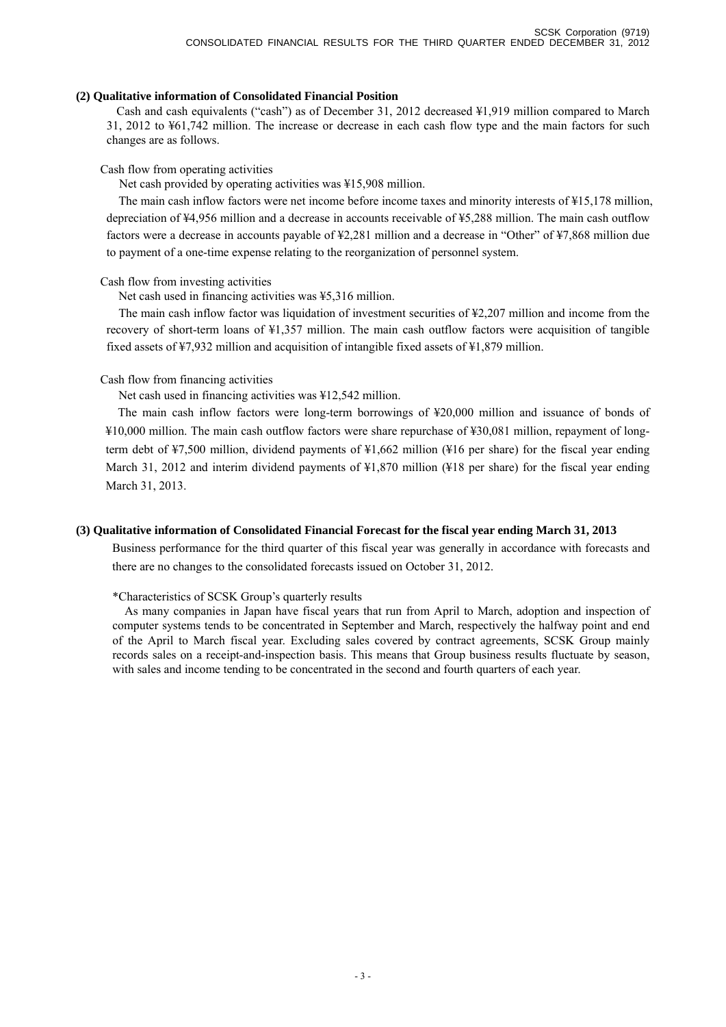**(2) Qualitative information of Consolidated Financial Position**

Cash and cash equivalents ("cash") as of December 31, 2012 decreased ¥1,919 million compared to March 31, 2012 to ¥61,742 million. The increase or decrease in each cash flow type and the main factors for such changes are as follows.

Cash flow from operating activities

Net cash provided by operating activities was ¥15,908 million.

The main cash inflow factors were net income before income taxes and minority interests of ¥15,178 million, depreciation of ¥4,956 million and a decrease in accounts receivable of ¥5,288 million. The main cash outflow factors were a decrease in accounts payable of ¥2,281 million and a decrease in "Other" of ¥7,868 million due to payment of a one-time expense relating to the reorganization of personnel system.

Cash flow from investing activities

Net cash used in financing activities was ¥5,316 million.

The main cash inflow factor was liquidation of investment securities of ¥2,207 million and income from the recovery of short-term loans of ¥1,357 million. The main cash outflow factors were acquisition of tangible fixed assets of ¥7,932 million and acquisition of intangible fixed assets of ¥1,879 million.

Cash flow from financing activities

Net cash used in financing activities was ¥12,542 million.

The main cash inflow factors were long-term borrowings of ¥20,000 million and issuance of bonds of ¥10,000 million. The main cash outflow factors were share repurchase of ¥30,081 million, repayment of long-term debt of ¥7,500 million, dividend payments of ¥1,662 million (¥16 per share) for the fiscal year ending March 31, 2012 and interim dividend payments of ¥1,870 million (¥18 per share) for the fiscal year ending March 31, 2013.

**(3) Qualitative information of Consolidated Financial Forecast for the fiscal year ending March 31, 2013**

Business performance for the third quarter of this fiscal year was generally in accordance with forecasts and there are no changes to the consolidated forecasts issued on October 31, 2012.

*Characteristics of SCSK Group's quarterly results

As many companies in Japan have fiscal years that run from April to March, adoption and inspection of computer systems tends to be concentrated in September and March, respectively the halfway point and end of the April to March fiscal year. Excluding sales covered by contract agreements, SCSK Group mainly records sales on a receipt-and-inspection basis. This means that Group business results fluctuate by season, with sales and income tending to be concentrated in the second and fourth quarters of each year.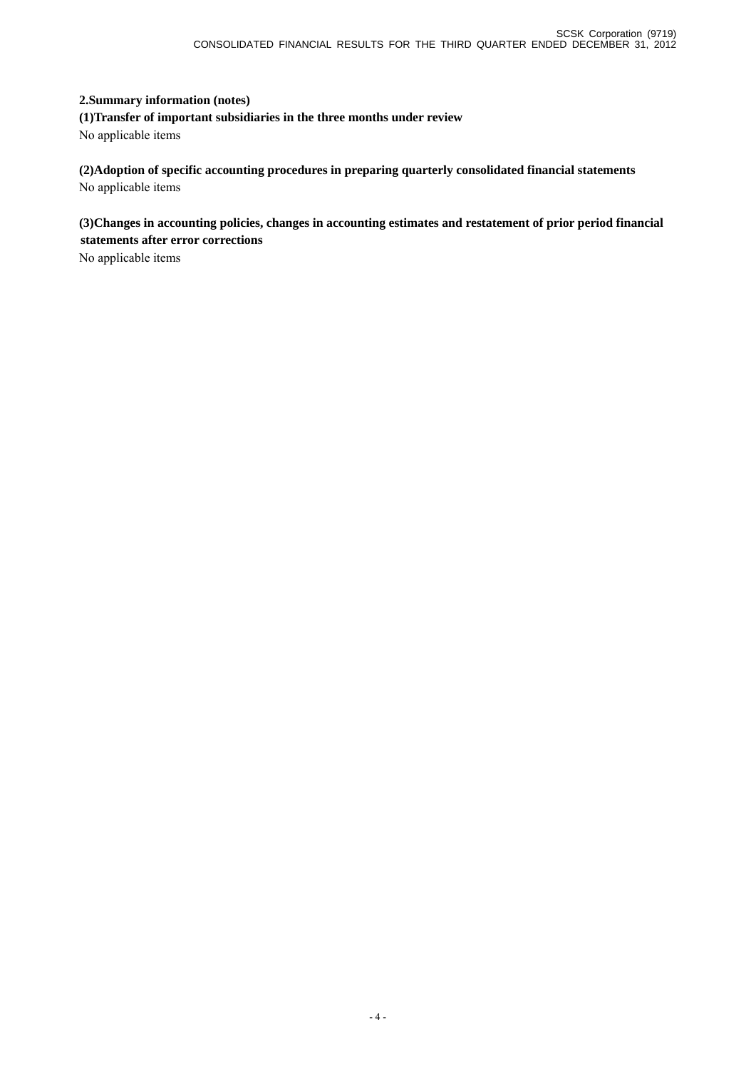## 2.Summary information (notes)

### (1)Transfer of important subsidiaries in the three months under review

No applicable items

### (2)Adoption of specific accounting procedures in preparing quarterly consolidated financial statements

No applicable items

### (3)Changes in accounting policies, changes in accounting estimates and restatement of prior period financial statements after error corrections

No applicable items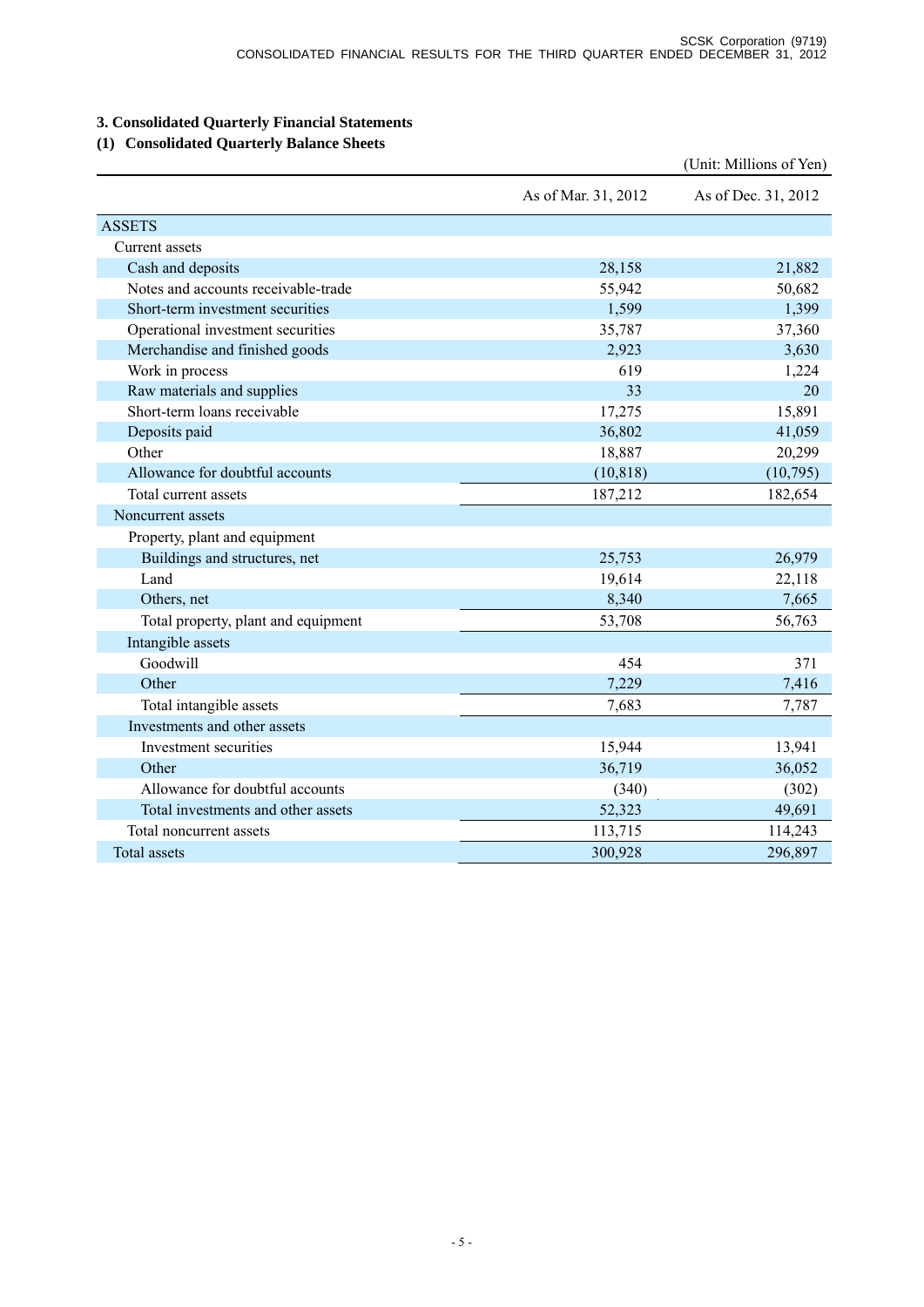## 3. Consolidated Quarterly Financial Statements

### (1) Consolidated Quarterly Balance Sheets

(Unit: Millions of Yen)

| | As of Mar. 31, 2012 | As of Dec. 31, 2012 |
|---|---|---|
| ASSETS | | |
| Current assets | | |
| Cash and deposits | 28,158 | 21,882 |
| Notes and accounts receivable-trade | 55,942 | 50,682 |
| Short-term investment securities | 1,599 | 1,399 |
| Operational investment securities | 35,787 | 37,360 |
| Merchandise and finished goods | 2,923 | 3,630 |
| Work in process | 619 | 1,224 |
| Raw materials and supplies | 33 | 20 |
| Short-term loans receivable | 17,275 | 15,891 |
| Deposits paid | 36,802 | 41,059 |
| Other | 18,887 | 20,299 |
| Allowance for doubtful accounts | (10,818) | (10,795) |
| Total current assets | 187,212 | 182,654 |
| Noncurrent assets | | |
| Property, plant and equipment | | |
| Buildings and structures, net | 25,753 | 26,979 |
| Land | 19,614 | 22,118 |
| Others, net | 8,340 | 7,665 |
| Total property, plant and equipment | 53,708 | 56,763 |
| Intangible assets | | |
| Goodwill | 454 | 371 |
| Other | 7,229 | 7,416 |
| Total intangible assets | 7,683 | 7,787 |
| Investments and other assets | | |
| Investment securities | 15,944 | 13,941 |
| Other | 36,719 | 36,052 |
| Allowance for doubtful accounts | (340) | (302) |
| Total investments and other assets | 52,323 | 49,691 |
| Total noncurrent assets | 113,715 | 114,243 |
| Total assets | 300,928 | 296,897 |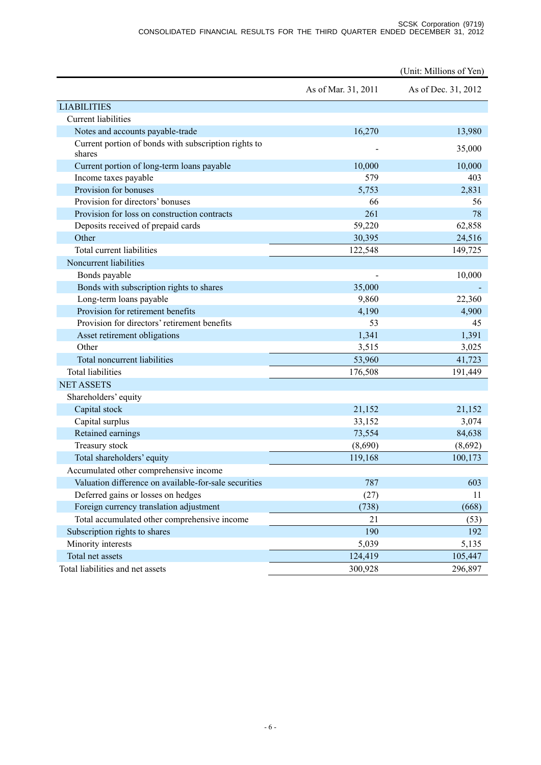(Unit: Millions of Yen)

| | As of Mar. 31, 2011 | As of Dec. 31, 2012 |
|---|---|---|
| LIABILITIES | | |
| Current liabilities | | |
| Notes and accounts payable-trade | 16,270 | 13,980 |
| Current portion of bonds with subscription rights to shares | - | 35,000 |
| Current portion of long-term loans payable | 10,000 | 10,000 |
| Income taxes payable | 579 | 403 |
| Provision for bonuses | 5,753 | 2,831 |
| Provision for directors' bonuses | 66 | 56 |
| Provision for loss on construction contracts | 261 | 78 |
| Deposits received of prepaid cards | 59,220 | 62,858 |
| Other | 30,395 | 24,516 |
| Total current liabilities | 122,548 | 149,725 |
| Noncurrent liabilities | | |
| Bonds payable | - | 10,000 |
| Bonds with subscription rights to shares | 35,000 | - |
| Long-term loans payable | 9,860 | 22,360 |
| Provision for retirement benefits | 4,190 | 4,900 |
| Provision for directors' retirement benefits | 53 | 45 |
| Asset retirement obligations | 1,341 | 1,391 |
| Other | 3,515 | 3,025 |
| Total noncurrent liabilities | 53,960 | 41,723 |
| Total liabilities | 176,508 | 191,449 |
| NET ASSETS | | |
| Shareholders' equity | | |
| Capital stock | 21,152 | 21,152 |
| Capital surplus | 33,152 | 3,074 |
| Retained earnings | 73,554 | 84,638 |
| Treasury stock | (8,690) | (8,692) |
| Total shareholders' equity | 119,168 | 100,173 |
| Accumulated other comprehensive income | | |
| Valuation difference on available-for-sale securities | 787 | 603 |
| Deferred gains or losses on hedges | (27) | 11 |
| Foreign currency translation adjustment | (738) | (668) |
| Total accumulated other comprehensive income | 21 | (53) |
| Subscription rights to shares | 190 | 192 |
| Minority interests | 5,039 | 5,135 |
| Total net assets | 124,419 | 105,447 |
| Total liabilities and net assets | 300,928 | 296,897 |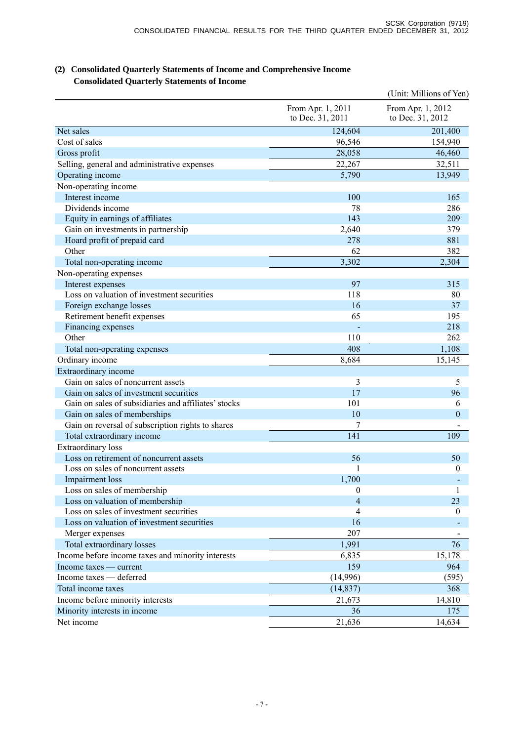## (2) Consolidated Quarterly Statements of Income and Comprehensive Income

### Consolidated Quarterly Statements of Income

(Unit: Millions of Yen)

| | From Apr. 1, 2011 to Dec. 31, 2011 | From Apr. 1, 2012 to Dec. 31, 2012 |
|---|---|---|
| Net sales | 124,604 | 201,400 |
| Cost of sales | 96,546 | 154,940 |
| Gross profit | 28,058 | 46,460 |
| Selling, general and administrative expenses | 22,267 | 32,511 |
| Operating income | 5,790 | 13,949 |
| Non-operating income | | |
| Interest income | 100 | 165 |
| Dividends income | 78 | 286 |
| Equity in earnings of affiliates | 143 | 209 |
| Gain on investments in partnership | 2,640 | 379 |
| Hoard profit of prepaid card | 278 | 881 |
| Other | 62 | 382 |
| Total non-operating income | 3,302 | 2,304 |
| Non-operating expenses | | |
| Interest expenses | 97 | 315 |
| Loss on valuation of investment securities | 118 | 80 |
| Foreign exchange losses | 16 | 37 |
| Retirement benefit expenses | 65 | 195 |
| Financing expenses | - | 218 |
| Other | 110 | 262 |
| Total non-operating expenses | 408 | 1,108 |
| Ordinary income | 8,684 | 15,145 |
| Extraordinary income | | |
| Gain on sales of noncurrent assets | 3 | 5 |
| Gain on sales of investment securities | 17 | 96 |
| Gain on sales of subsidiaries and affiliates' stocks | 101 | 6 |
| Gain on sales of memberships | 10 | 0 |
| Gain on reversal of subscription rights to shares | 7 | - |
| Total extraordinary income | 141 | 109 |
| Extraordinary loss | | |
| Loss on retirement of noncurrent assets | 56 | 50 |
| Loss on sales of noncurrent assets | 1 | 0 |
| Impairment loss | 1,700 | - |
| Loss on sales of membership | 0 | 1 |
| Loss on valuation of membership | 4 | 23 |
| Loss on sales of investment securities | 4 | 0 |
| Loss on valuation of investment securities | 16 | - |
| Merger expenses | 207 | - |
| Total extraordinary losses | 1,991 | 76 |
| Income before income taxes and minority interests | 6,835 | 15,178 |
| Income taxes — current | 159 | 964 |
| Income taxes — deferred | (14,996) | (595) |
| Total income taxes | (14,837) | 368 |
| Income before minority interests | 21,673 | 14,810 |
| Minority interests in income | 36 | 175 |
| Net income | 21,636 | 14,634 |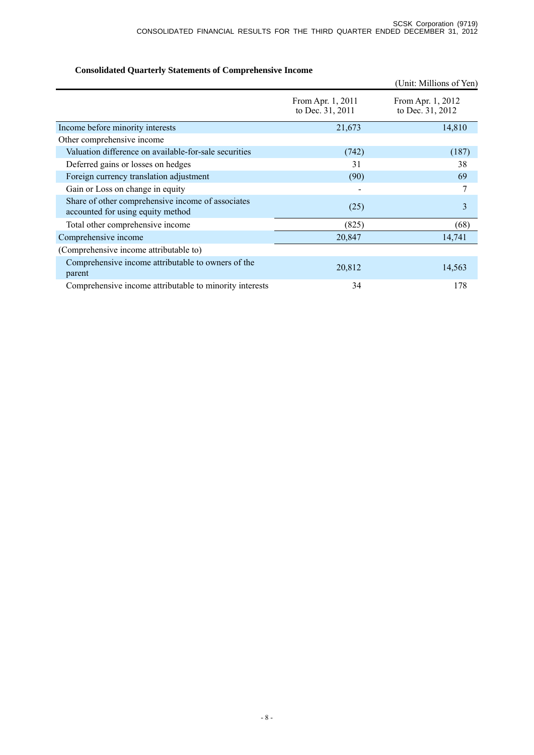**Consolidated Quarterly Statements of Comprehensive Income**

(Unit: Millions of Yen)

| | From Apr. 1, 2011 to Dec. 31, 2011 | From Apr. 1, 2012 to Dec. 31, 2012 |
|---|---|---|
| Income before minority interests | 21,673 | 14,810 |
| Other comprehensive income | | |
| Valuation difference on available-for-sale securities | (742) | (187) |
| Deferred gains or losses on hedges | 31 | 38 |
| Foreign currency translation adjustment | (90) | 69 |
| Gain or Loss on change in equity | - | 7 |
| Share of other comprehensive income of associates accounted for using equity method | (25) | 3 |
| Total other comprehensive income | (825) | (68) |
| Comprehensive income | 20,847 | 14,741 |
| (Comprehensive income attributable to) | | |
| Comprehensive income attributable to owners of the parent | 20,812 | 14,563 |
| Comprehensive income attributable to minority interests | 34 | 178 |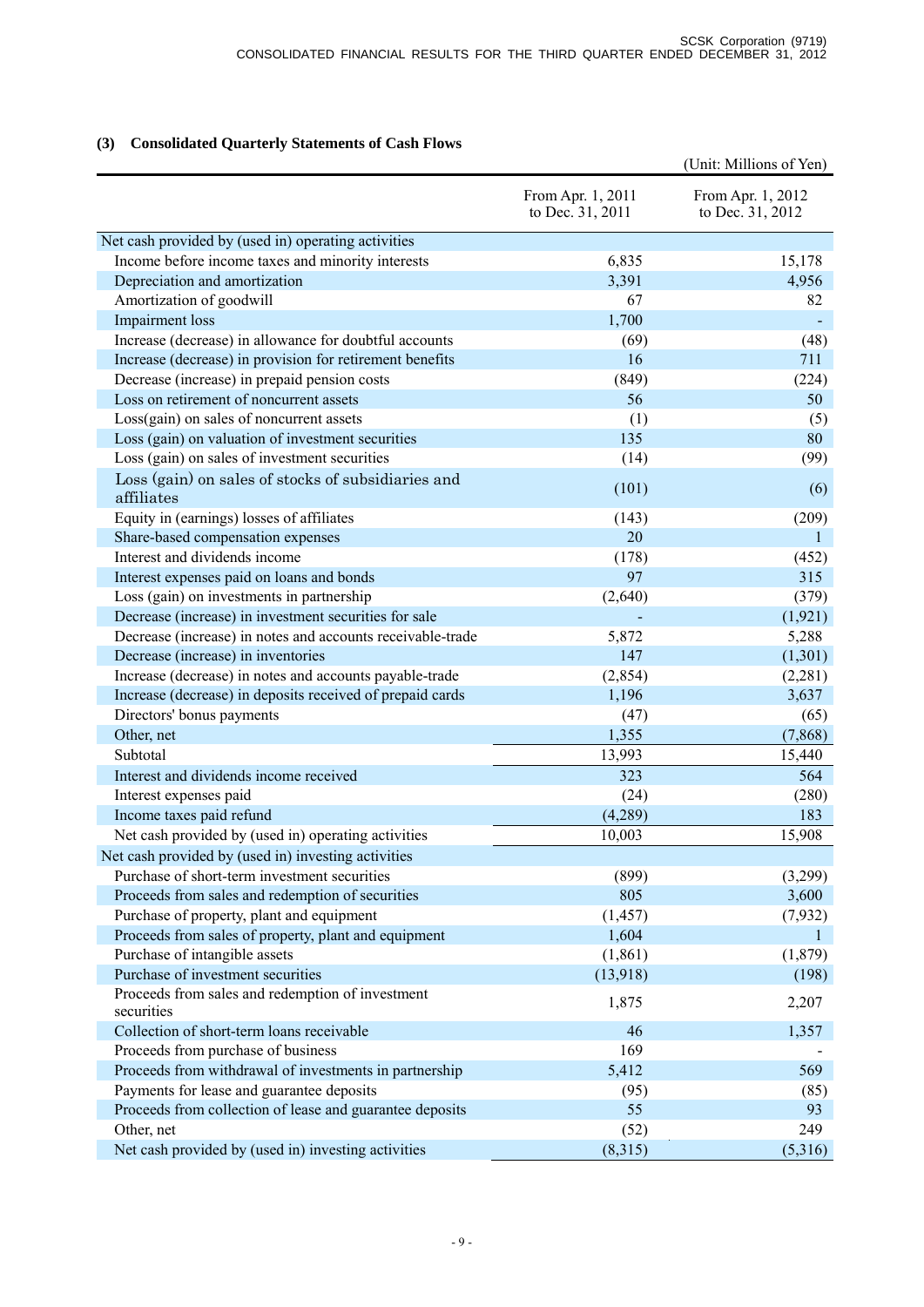### (3) Consolidated Quarterly Statements of Cash Flows

(Unit: Millions of Yen)

| | From Apr. 1, 2011 to Dec. 31, 2011 | From Apr. 1, 2012 to Dec. 31, 2012 |
|---|---|---|
| Net cash provided by (used in) operating activities | | |
| Income before income taxes and minority interests | 6,835 | 15,178 |
| Depreciation and amortization | 3,391 | 4,956 |
| Amortization of goodwill | 67 | 82 |
| Impairment loss | 1,700 | - |
| Increase (decrease) in allowance for doubtful accounts | (69) | (48) |
| Increase (decrease) in provision for retirement benefits | 16 | 711 |
| Decrease (increase) in prepaid pension costs | (849) | (224) |
| Loss on retirement of noncurrent assets | 56 | 50 |
| Loss(gain) on sales of noncurrent assets | (1) | (5) |
| Loss (gain) on valuation of investment securities | 135 | 80 |
| Loss (gain) on sales of investment securities | (14) | (99) |
| Loss (gain) on sales of stocks of subsidiaries and affiliates | (101) | (6) |
| Equity in (earnings) losses of affiliates | (143) | (209) |
| Share-based compensation expenses | 20 | 1 |
| Interest and dividends income | (178) | (452) |
| Interest expenses paid on loans and bonds | 97 | 315 |
| Loss (gain) on investments in partnership | (2,640) | (379) |
| Decrease (increase) in investment securities for sale | - | (1,921) |
| Decrease (increase) in notes and accounts receivable-trade | 5,872 | 5,288 |
| Decrease (increase) in inventories | 147 | (1,301) |
| Increase (decrease) in notes and accounts payable-trade | (2,854) | (2,281) |
| Increase (decrease) in deposits received of prepaid cards | 1,196 | 3,637 |
| Directors' bonus payments | (47) | (65) |
| Other, net | 1,355 | (7,868) |
| Subtotal | 13,993 | 15,440 |
| Interest and dividends income received | 323 | 564 |
| Interest expenses paid | (24) | (280) |
| Income taxes paid refund | (4,289) | 183 |
| Net cash provided by (used in) operating activities | 10,003 | 15,908 |
| Net cash provided by (used in) investing activities | | |
| Purchase of short-term investment securities | (899) | (3,299) |
| Proceeds from sales and redemption of securities | 805 | 3,600 |
| Purchase of property, plant and equipment | (1,457) | (7,932) |
| Proceeds from sales of property, plant and equipment | 1,604 | 1 |
| Purchase of intangible assets | (1,861) | (1,879) |
| Purchase of investment securities | (13,918) | (198) |
| Proceeds from sales and redemption of investment securities | 1,875 | 2,207 |
| Collection of short-term loans receivable | 46 | 1,357 |
| Proceeds from purchase of business | 169 | - |
| Proceeds from withdrawal of investments in partnership | 5,412 | 569 |
| Payments for lease and guarantee deposits | (95) | (85) |
| Proceeds from collection of lease and guarantee deposits | 55 | 93 |
| Other, net | (52) | 249 |
| Net cash provided by (used in) investing activities | (8,315) | (5,316) |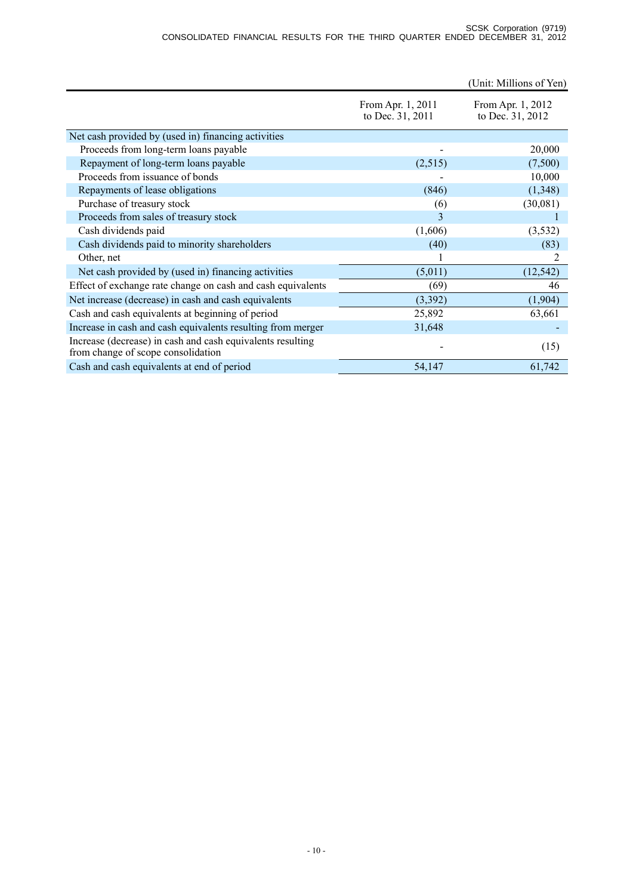(Unit: Millions of Yen)

| | From Apr. 1, 2011 to Dec. 31, 2011 | From Apr. 1, 2012 to Dec. 31, 2012 |
|---|---|---|
| Net cash provided by (used in) financing activities | | |
| Proceeds from long-term loans payable | - | 20,000 |
| Repayment of long-term loans payable | (2,515) | (7,500) |
| Proceeds from issuance of bonds | - | 10,000 |
| Repayments of lease obligations | (846) | (1,348) |
| Purchase of treasury stock | (6) | (30,081) |
| Proceeds from sales of treasury stock | 3 | 1 |
| Cash dividends paid | (1,606) | (3,532) |
| Cash dividends paid to minority shareholders | (40) | (83) |
| Other, net | 1 | 2 |
| Net cash provided by (used in) financing activities | (5,011) | (12,542) |
| Effect of exchange rate change on cash and cash equivalents | (69) | 46 |
| Net increase (decrease) in cash and cash equivalents | (3,392) | (1,904) |
| Cash and cash equivalents at beginning of period | 25,892 | 63,661 |
| Increase in cash and cash equivalents resulting from merger | 31,648 | - |
| Increase (decrease) in cash and cash equivalents resulting from change of scope consolidation | - | (15) |
| Cash and cash equivalents at end of period | 54,147 | 61,742 |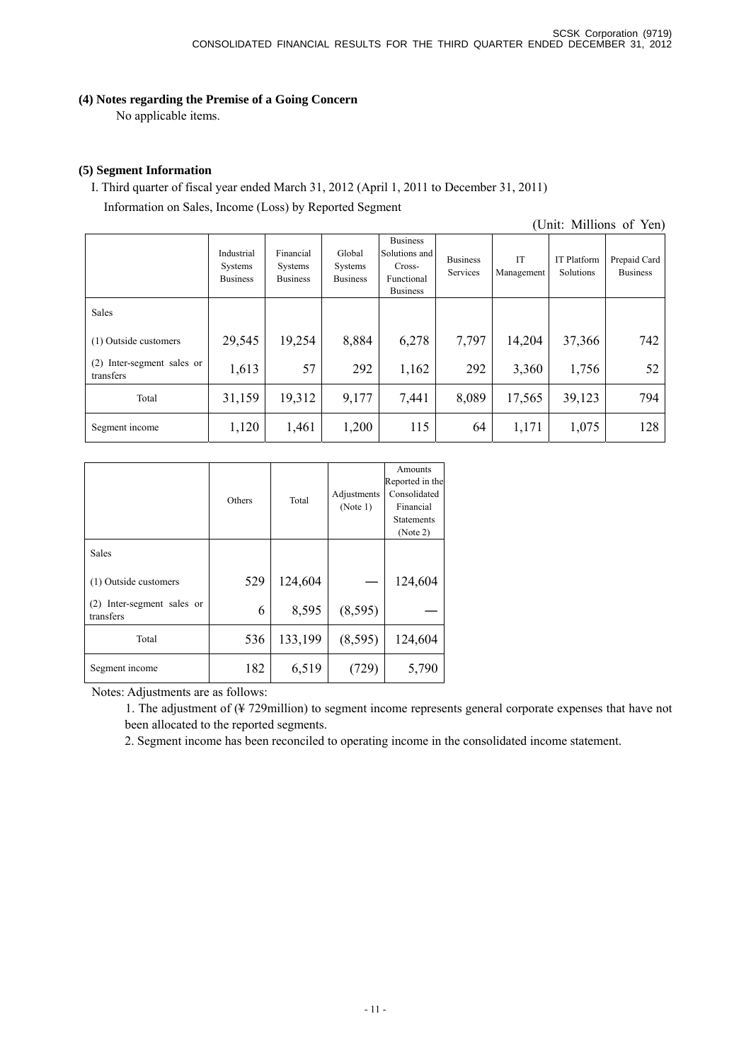### (4) Notes regarding the Premise of a Going Concern

No applicable items.

### (5) Segment Information

I. Third quarter of fiscal year ended March 31, 2012 (April 1, 2011 to December 31, 2011)

Information on Sales, Income (Loss) by Reported Segment

(Unit: Millions of Yen)

| | Industrial Systems Business | Financial Systems Business | Global Systems Business | Business Solutions and Cross-Functional Business | Business Services | IT Management | IT Platform Solutions | Prepaid Card Business |
|---|---|---|---|---|---|---|---|---|
| Sales | | | | | | | | |
| (1) Outside customers | 29,545 | 19,254 | 8,884 | 6,278 | 7,797 | 14,204 | 37,366 | 742 |
| (2) Inter-segment sales or transfers | 1,613 | 57 | 292 | 1,162 | 292 | 3,360 | 1,756 | 52 |
| Total | 31,159 | 19,312 | 9,177 | 7,441 | 8,089 | 17,565 | 39,123 | 794 |
| Segment income | 1,120 | 1,461 | 1,200 | 115 | 64 | 1,171 | 1,075 | 128 |

| | Others | Total | Adjustments (Note 1) | Amounts Reported in the Consolidated Financial Statements (Note 2) |
|---|---|---|---|---|
| Sales | | | | |
| (1) Outside customers | 529 | 124,604 | — | 124,604 |
| (2) Inter-segment sales or transfers | 6 | 8,595 | (8,595) | — |
| Total | 536 | 133,199 | (8,595) | 124,604 |
| Segment income | 182 | 6,519 | (729) | 5,790 |

Notes: Adjustments are as follows:

1. The adjustment of (¥ 729million) to segment income represents general corporate expenses that have not been allocated to the reported segments.
2. Segment income has been reconciled to operating income in the consolidated income statement.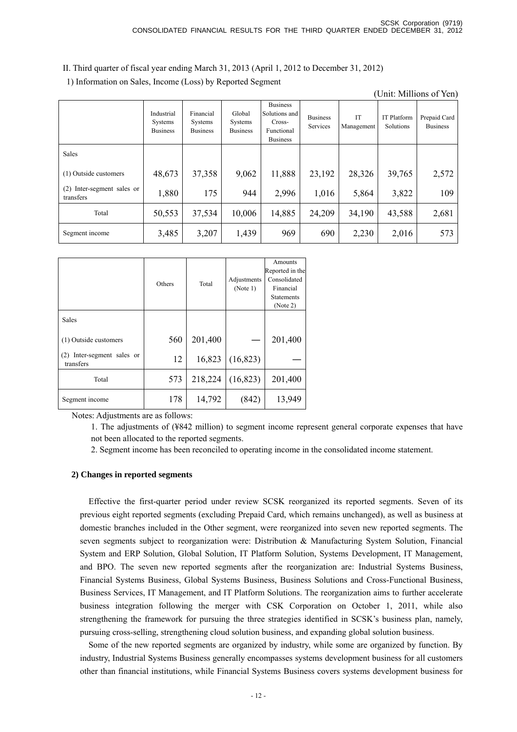II. Third quarter of fiscal year ending March 31, 2013 (April 1, 2012 to December 31, 2012)

1) Information on Sales, Income (Loss) by Reported Segment

(Unit: Millions of Yen)

| | Industrial Systems Business | Financial Systems Business | Global Systems Business | Business Solutions and Cross-Functional Business | Business Services | IT Management | IT Platform Solutions | Prepaid Card Business |
|---|---|---|---|---|---|---|---|---|
| Sales | | | | | | | | |
| (1) Outside customers | 48,673 | 37,358 | 9,062 | 11,888 | 23,192 | 28,326 | 39,765 | 2,572 |
| (2) Inter-segment sales or transfers | 1,880 | 175 | 944 | 2,996 | 1,016 | 5,864 | 3,822 | 109 |
| Total | 50,553 | 37,534 | 10,006 | 14,885 | 24,209 | 34,190 | 43,588 | 2,681 |
| Segment income | 3,485 | 3,207 | 1,439 | 969 | 690 | 2,230 | 2,016 | 573 |

| | Others | Total | Adjustments (Note 1) | Amounts Reported in the Consolidated Financial Statements (Note 2) |
|---|---|---|---|---|
| Sales | | | | |
| (1) Outside customers | 560 | 201,400 | — | 201,400 |
| (2) Inter-segment sales or transfers | 12 | 16,823 | (16,823) | — |
| Total | 573 | 218,224 | (16,823) | 201,400 |
| Segment income | 178 | 14,792 | (842) | 13,949 |

Notes: Adjustments are as follows:

1. The adjustments of (¥842 million) to segment income represent general corporate expenses that have not been allocated to the reported segments.
2. Segment income has been reconciled to operating income in the consolidated income statement.

**2) Changes in reported segments**

Effective the first-quarter period under review SCSK reorganized its reported segments. Seven of its previous eight reported segments (excluding Prepaid Card, which remains unchanged), as well as business at domestic branches included in the Other segment, were reorganized into seven new reported segments. The seven segments subject to reorganization were: Distribution & Manufacturing System Solution, Financial System and ERP Solution, Global Solution, IT Platform Solution, Systems Development, IT Management, and BPO. The seven new reported segments after the reorganization are: Industrial Systems Business, Financial Systems Business, Global Systems Business, Business Solutions and Cross-Functional Business, Business Services, IT Management, and IT Platform Solutions. The reorganization aims to further accelerate business integration following the merger with CSK Corporation on October 1, 2011, while also strengthening the framework for pursuing the three strategies identified in SCSK's business plan, namely, pursuing cross-selling, strengthening cloud solution business, and expanding global solution business.

Some of the new reported segments are organized by industry, while some are organized by function. By industry, Industrial Systems Business generally encompasses systems development business for all customers other than financial institutions, while Financial Systems Business covers systems development business for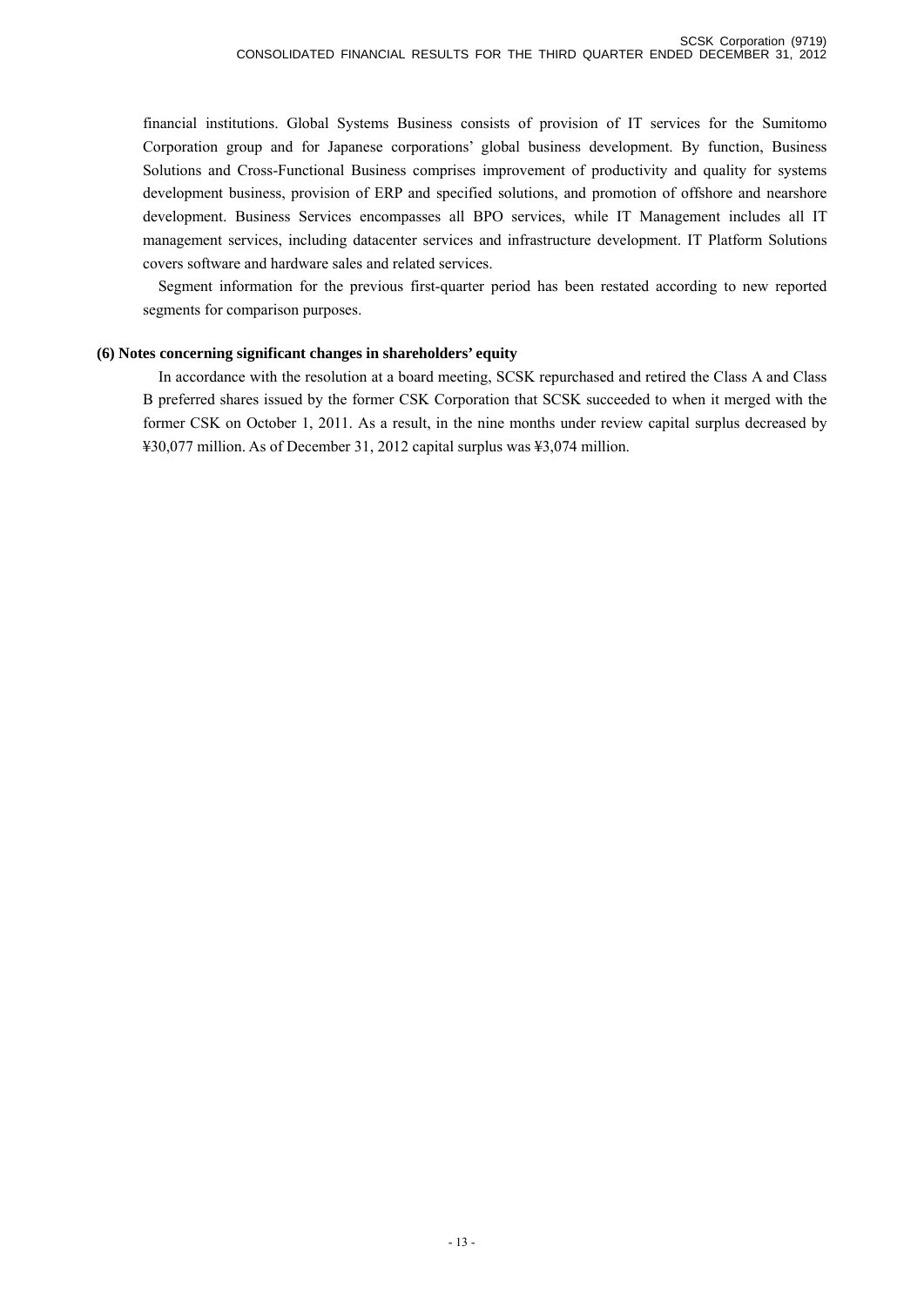financial institutions. Global Systems Business consists of provision of IT services for the Sumitomo Corporation group and for Japanese corporations' global business development. By function, Business Solutions and Cross-Functional Business comprises improvement of productivity and quality for systems development business, provision of ERP and specified solutions, and promotion of offshore and nearshore development. Business Services encompasses all BPO services, while IT Management includes all IT management services, including datacenter services and infrastructure development. IT Platform Solutions covers software and hardware sales and related services.

Segment information for the previous first-quarter period has been restated according to new reported segments for comparison purposes.

**(6) Notes concerning significant changes in shareholders' equity**

In accordance with the resolution at a board meeting, SCSK repurchased and retired the Class A and Class B preferred shares issued by the former CSK Corporation that SCSK succeeded to when it merged with the former CSK on October 1, 2011. As a result, in the nine months under review capital surplus decreased by ¥30,077 million. As of December 31, 2012 capital surplus was ¥3,074 million.